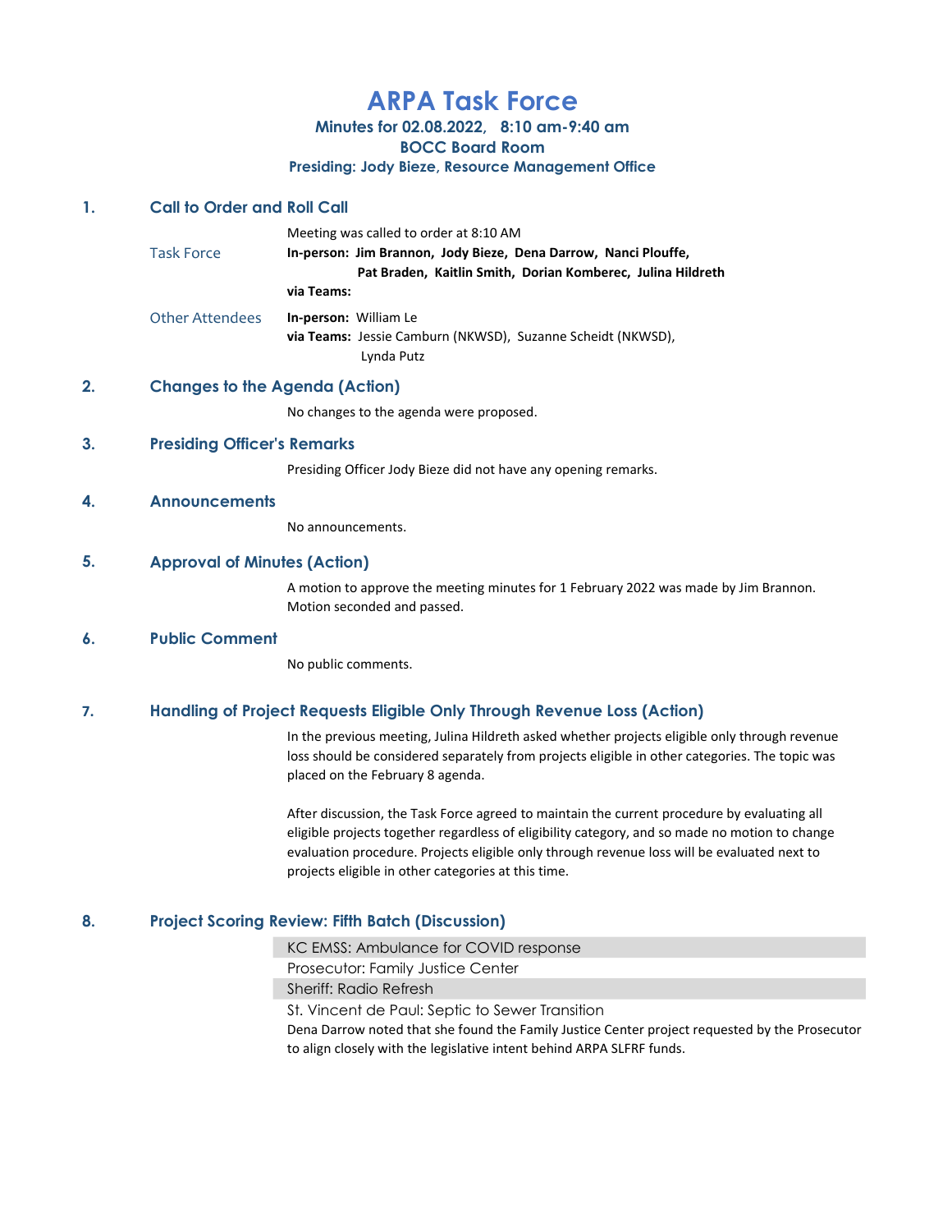# ARPA Task Force

**Minutes for 02.08.2022, 8:10 am-9:40 am**
**BOCC Board Room**
**Presiding: Jody Bieze, Resource Management Office**

## 1. Call to Order and Roll Call

Meeting was called to order at 8:10 AM

Task Force
**In-person:** **Jim Brannon, Jody Bieze, Dena Darrow, Nanci Plouffe, Pat Braden, Kaitlin Smith, Dorian Komberec, Julina Hildreth**
**via Teams:**

Other Attendees
**In-person:** William Le
**via Teams:** Jessie Camburn (NKWSD), Suzanne Scheidt (NKWSD), Lynda Putz

## 2. Changes to the Agenda (Action)

No changes to the agenda were proposed.

## 3. Presiding Officer's Remarks

Presiding Officer Jody Bieze did not have any opening remarks.

## 4. Announcements

No announcements.

## 5. Approval of Minutes (Action)

A motion to approve the meeting minutes for 1 February 2022 was made by Jim Brannon. Motion seconded and passed.

## 6. Public Comment

No public comments.

## 7. Handling of Project Requests Eligible Only Through Revenue Loss (Action)

In the previous meeting, Julina Hildreth asked whether projects eligible only through revenue loss should be considered separately from projects eligible in other categories. The topic was placed on the February 8 agenda.

After discussion, the Task Force agreed to maintain the current procedure by evaluating all eligible projects together regardless of eligibility category, and so made no motion to change evaluation procedure. Projects eligible only through revenue loss will be evaluated next to projects eligible in other categories at this time.

## 8. Project Scoring Review: Fifth Batch (Discussion)

- KC EMSS: Ambulance for COVID response
- Prosecutor: Family Justice Center
- Sheriff: Radio Refresh
- St. Vincent de Paul: Septic to Sewer Transition

Dena Darrow noted that she found the Family Justice Center project requested by the Prosecutor to align closely with the legislative intent behind ARPA SLFRF funds.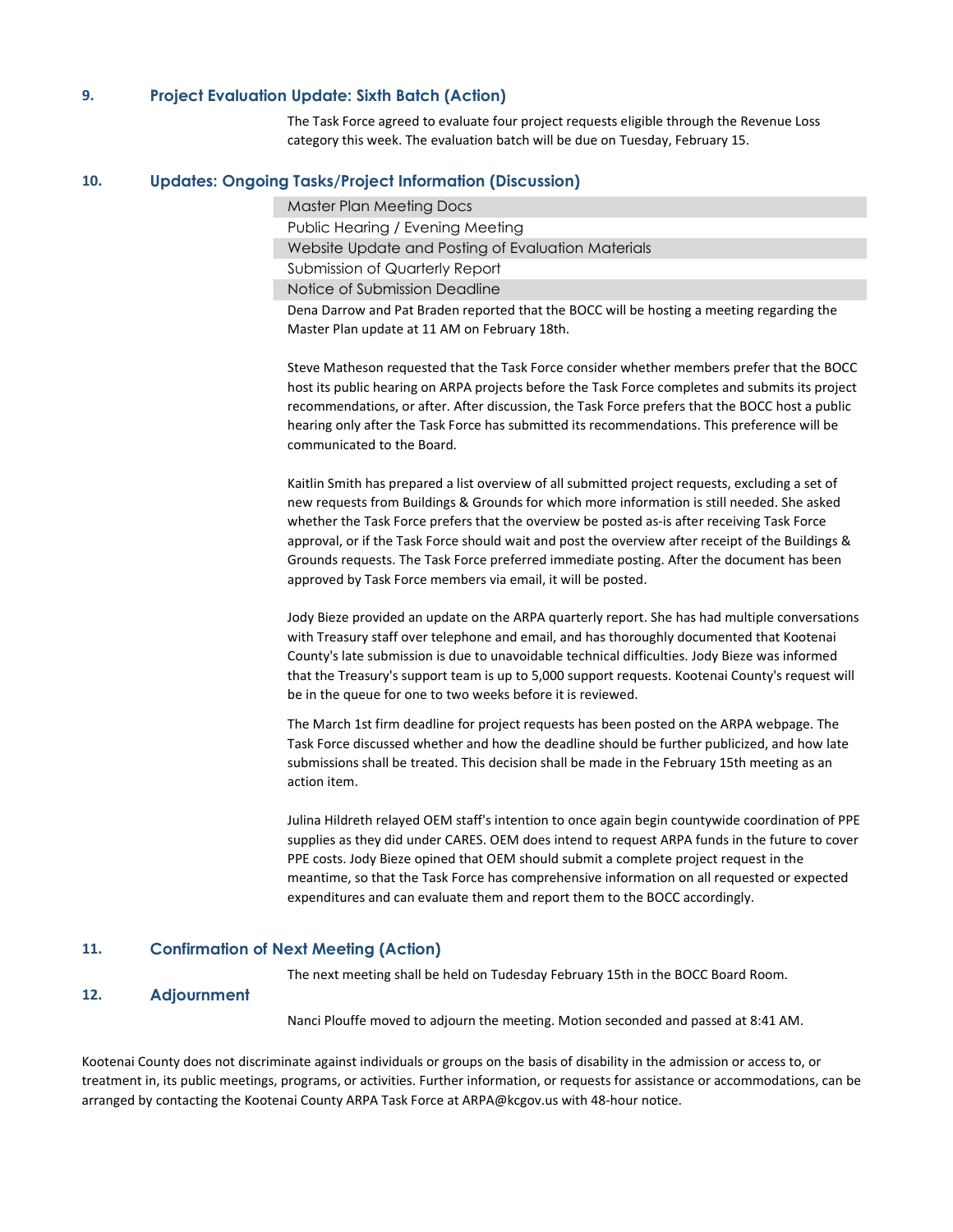## 9. Project Evaluation Update: Sixth Batch (Action)

The Task Force agreed to evaluate four project requests eligible through the Revenue Loss category this week. The evaluation batch will be due on Tuesday, February 15.

## 10. Updates: Ongoing Tasks/Project Information (Discussion)

| |
|---|
| Master Plan Meeting Docs |
| Public Hearing / Evening Meeting |
| Website Update and Posting of Evaluation Materials |
| Submission of Quarterly Report |
| Notice of Submission Deadline |

Dena Darrow and Pat Braden reported that the BOCC will be hosting a meeting regarding the Master Plan update at 11 AM on February 18th.

Steve Matheson requested that the Task Force consider whether members prefer that the BOCC host its public hearing on ARPA projects before the Task Force completes and submits its project recommendations, or after. After discussion, the Task Force prefers that the BOCC host a public hearing only after the Task Force has submitted its recommendations. This preference will be communicated to the Board.

Kaitlin Smith has prepared a list overview of all submitted project requests, excluding a set of new requests from Buildings & Grounds for which more information is still needed. She asked whether the Task Force prefers that the overview be posted as-is after receiving Task Force approval, or if the Task Force should wait and post the overview after receipt of the Buildings & Grounds requests. The Task Force preferred immediate posting. After the document has been approved by Task Force members via email, it will be posted.

Jody Bieze provided an update on the ARPA quarterly report. She has had multiple conversations with Treasury staff over telephone and email, and has thoroughly documented that Kootenai County's late submission is due to unavoidable technical difficulties. Jody Bieze was informed that the Treasury's support team is up to 5,000 support requests. Kootenai County's request will be in the queue for one to two weeks before it is reviewed.

The March 1st firm deadline for project requests has been posted on the ARPA webpage. The Task Force discussed whether and how the deadline should be further publicized, and how late submissions shall be treated. This decision shall be made in the February 15th meeting as an action item.

Julina Hildreth relayed OEM staff's intention to once again begin countywide coordination of PPE supplies as they did under CARES. OEM does intend to request ARPA funds in the future to cover PPE costs. Jody Bieze opined that OEM should submit a complete project request in the meantime, so that the Task Force has comprehensive information on all requested or expected expenditures and can evaluate them and report them to the BOCC accordingly.

## 11. Confirmation of Next Meeting (Action)

The next meeting shall be held on Tudesday February 15th in the BOCC Board Room.

## 12. Adjournment

Nanci Plouffe moved to adjourn the meeting. Motion seconded and passed at 8:41 AM.

Kootenai County does not discriminate against individuals or groups on the basis of disability in the admission or access to, or treatment in, its public meetings, programs, or activities. Further information, or requests for assistance or accommodations, can be arranged by contacting the Kootenai County ARPA Task Force at ARPA@kcgov.us with 48-hour notice.